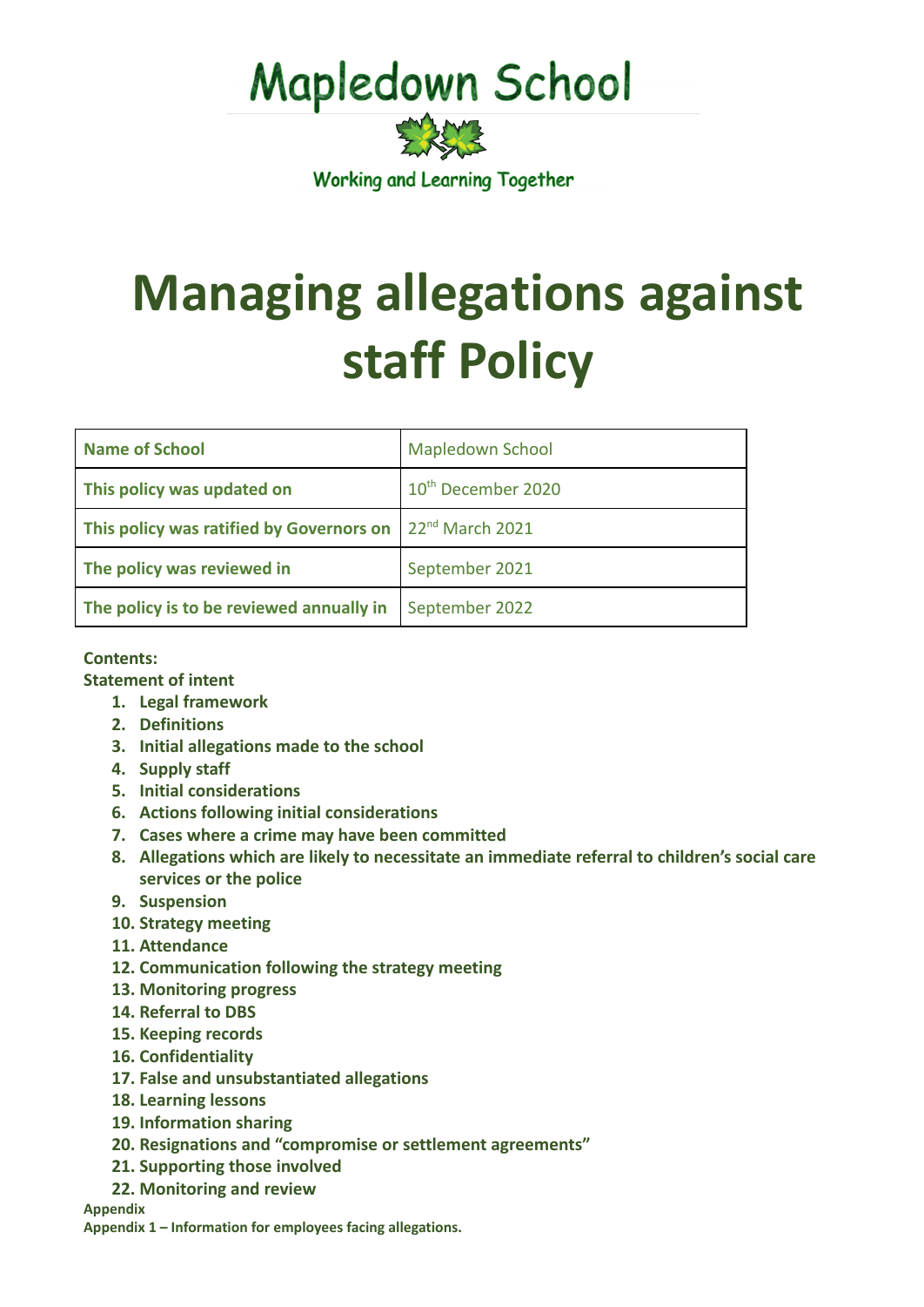# Mapledown School

Working and Learning Together

# Managing allegations against staff Policy

| Name of School | Mapledown School |
|---|---|
| This policy was updated on | 10th December 2020 |
| This policy was ratified by Governors on | 22nd March 2021 |
| The policy was reviewed in | September 2021 |
| The policy is to be reviewed annually in | September 2022 |

**Contents:**

**Statement of intent**

1. **Legal framework**
2. **Definitions**
3. **Initial allegations made to the school**
4. **Supply staff**
5. **Initial considerations**
6. **Actions following initial considerations**
7. **Cases where a crime may have been committed**
8. **Allegations which are likely to necessitate an immediate referral to children's social care services or the police**
9. **Suspension**
10. **Strategy meeting**
11. **Attendance**
12. **Communication following the strategy meeting**
13. **Monitoring progress**
14. **Referral to DBS**
15. **Keeping records**
16. **Confidentiality**
17. **False and unsubstantiated allegations**
18. **Learning lessons**
19. **Information sharing**
20. **Resignations and "compromise or settlement agreements"**
21. **Supporting those involved**
22. **Monitoring and review**

**Appendix**

**Appendix 1 – Information for employees facing allegations.**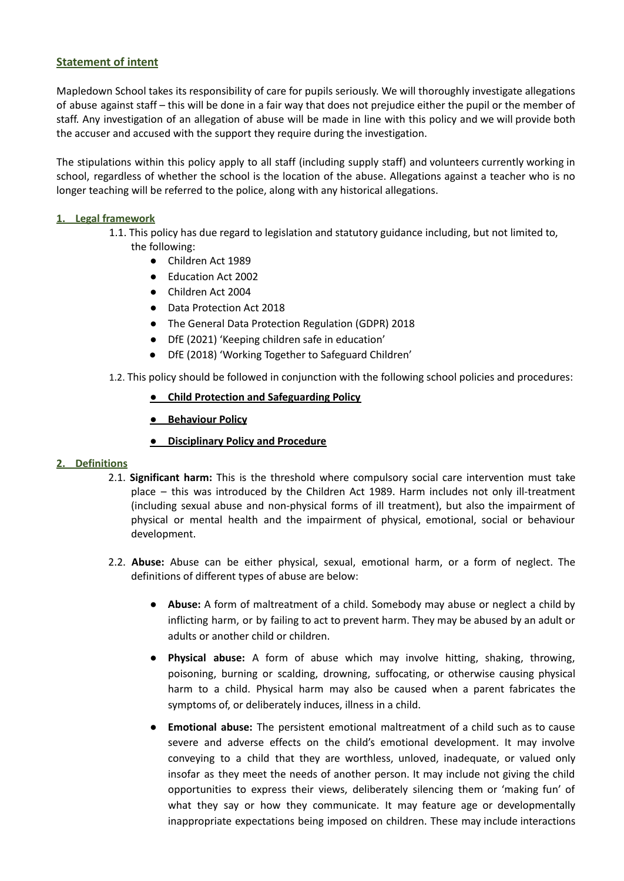## Statement of intent

Mapledown School takes its responsibility of care for pupils seriously. We will thoroughly investigate allegations of abuse against staff – this will be done in a fair way that does not prejudice either the pupil or the member of staff. Any investigation of an allegation of abuse will be made in line with this policy and we will provide both the accuser and accused with the support they require during the investigation.

The stipulations within this policy apply to all staff (including supply staff) and volunteers currently working in school, regardless of whether the school is the location of the abuse. Allegations against a teacher who is no longer teaching will be referred to the police, along with any historical allegations.

## 1. Legal framework

1.1. This policy has due regard to legislation and statutory guidance including, but not limited to, the following:

- Children Act 1989
- Education Act 2002
- Children Act 2004
- Data Protection Act 2018
- The General Data Protection Regulation (GDPR) 2018
- DfE (2021) 'Keeping children safe in education'
- DfE (2018) 'Working Together to Safeguard Children'

1.2. This policy should be followed in conjunction with the following school policies and procedures:

- **Child Protection and Safeguarding Policy**
- **Behaviour Policy**
- **Disciplinary Policy and Procedure**

## 2. Definitions

2.1. **Significant harm:** This is the threshold where compulsory social care intervention must take place – this was introduced by the Children Act 1989. Harm includes not only ill-treatment (including sexual abuse and non-physical forms of ill treatment), but also the impairment of physical or mental health and the impairment of physical, emotional, social or behaviour development.

2.2. **Abuse:** Abuse can be either physical, sexual, emotional harm, or a form of neglect. The definitions of different types of abuse are below:

- **Abuse:** A form of maltreatment of a child. Somebody may abuse or neglect a child by inflicting harm, or by failing to act to prevent harm. They may be abused by an adult or adults or another child or children.
- **Physical abuse:** A form of abuse which may involve hitting, shaking, throwing, poisoning, burning or scalding, drowning, suffocating, or otherwise causing physical harm to a child. Physical harm may also be caused when a parent fabricates the symptoms of, or deliberately induces, illness in a child.
- **Emotional abuse:** The persistent emotional maltreatment of a child such as to cause severe and adverse effects on the child's emotional development. It may involve conveying to a child that they are worthless, unloved, inadequate, or valued only insofar as they meet the needs of another person. It may include not giving the child opportunities to express their views, deliberately silencing them or 'making fun' of what they say or how they communicate. It may feature age or developmentally inappropriate expectations being imposed on children. These may include interactions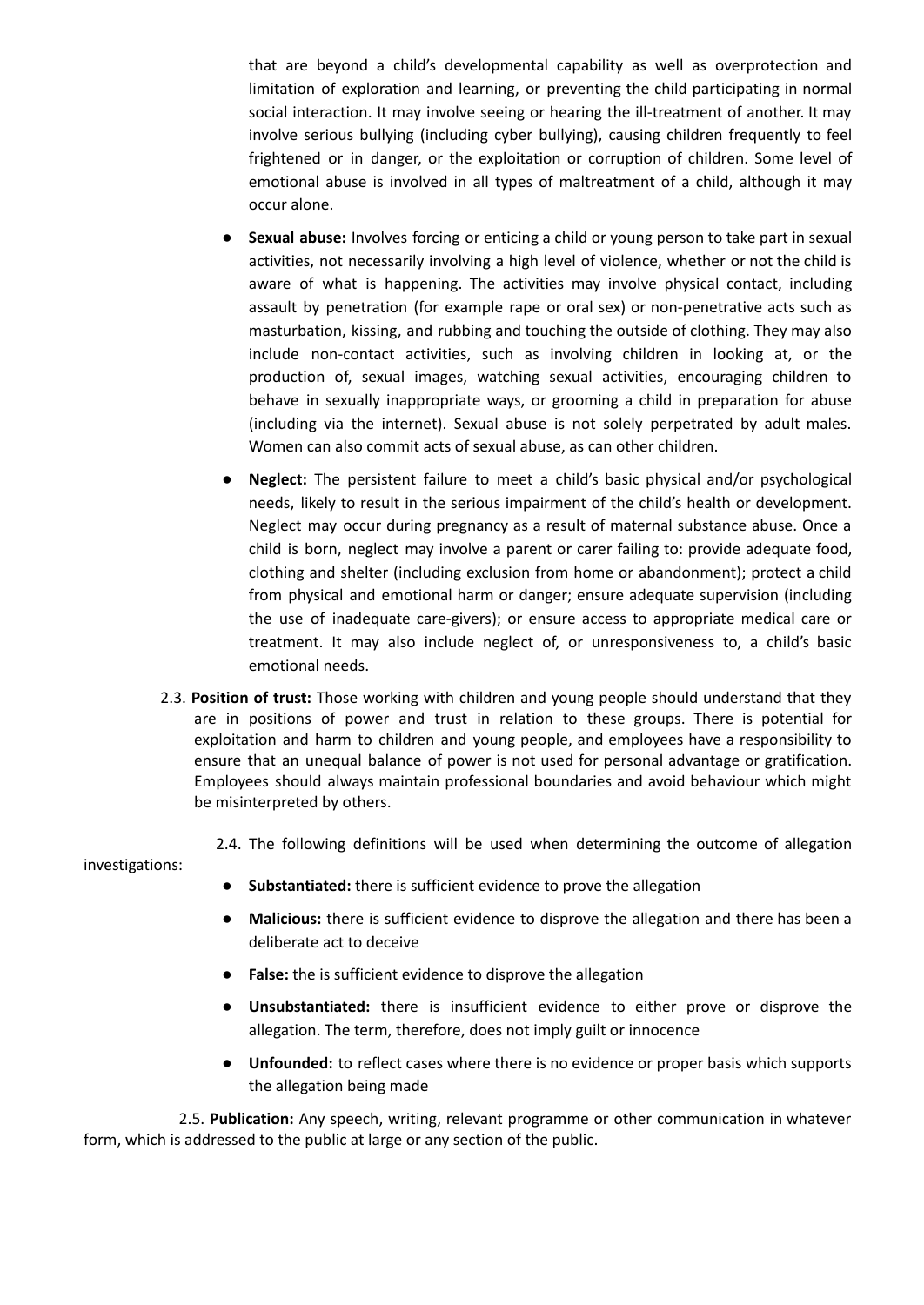that are beyond a child's developmental capability as well as overprotection and limitation of exploration and learning, or preventing the child participating in normal social interaction. It may involve seeing or hearing the ill-treatment of another. It may involve serious bullying (including cyber bullying), causing children frequently to feel frightened or in danger, or the exploitation or corruption of children. Some level of emotional abuse is involved in all types of maltreatment of a child, although it may occur alone.

- **Sexual abuse:** Involves forcing or enticing a child or young person to take part in sexual activities, not necessarily involving a high level of violence, whether or not the child is aware of what is happening. The activities may involve physical contact, including assault by penetration (for example rape or oral sex) or non-penetrative acts such as masturbation, kissing, and rubbing and touching the outside of clothing. They may also include non-contact activities, such as involving children in looking at, or the production of, sexual images, watching sexual activities, encouraging children to behave in sexually inappropriate ways, or grooming a child in preparation for abuse (including via the internet). Sexual abuse is not solely perpetrated by adult males. Women can also commit acts of sexual abuse, as can other children.

- **Neglect:** The persistent failure to meet a child's basic physical and/or psychological needs, likely to result in the serious impairment of the child's health or development. Neglect may occur during pregnancy as a result of maternal substance abuse. Once a child is born, neglect may involve a parent or carer failing to: provide adequate food, clothing and shelter (including exclusion from home or abandonment); protect a child from physical and emotional harm or danger; ensure adequate supervision (including the use of inadequate care-givers); or ensure access to appropriate medical care or treatment. It may also include neglect of, or unresponsiveness to, a child's basic emotional needs.

2.3. **Position of trust:** Those working with children and young people should understand that they are in positions of power and trust in relation to these groups. There is potential for exploitation and harm to children and young people, and employees have a responsibility to ensure that an unequal balance of power is not used for personal advantage or gratification. Employees should always maintain professional boundaries and avoid behaviour which might be misinterpreted by others.

2.4. The following definitions will be used when determining the outcome of allegation investigations:

- **Substantiated:** there is sufficient evidence to prove the allegation
- **Malicious:** there is sufficient evidence to disprove the allegation and there has been a deliberate act to deceive
- **False:** the is sufficient evidence to disprove the allegation
- **Unsubstantiated:** there is insufficient evidence to either prove or disprove the allegation. The term, therefore, does not imply guilt or innocence
- **Unfounded:** to reflect cases where there is no evidence or proper basis which supports the allegation being made

2.5. **Publication:** Any speech, writing, relevant programme or other communication in whatever form, which is addressed to the public at large or any section of the public.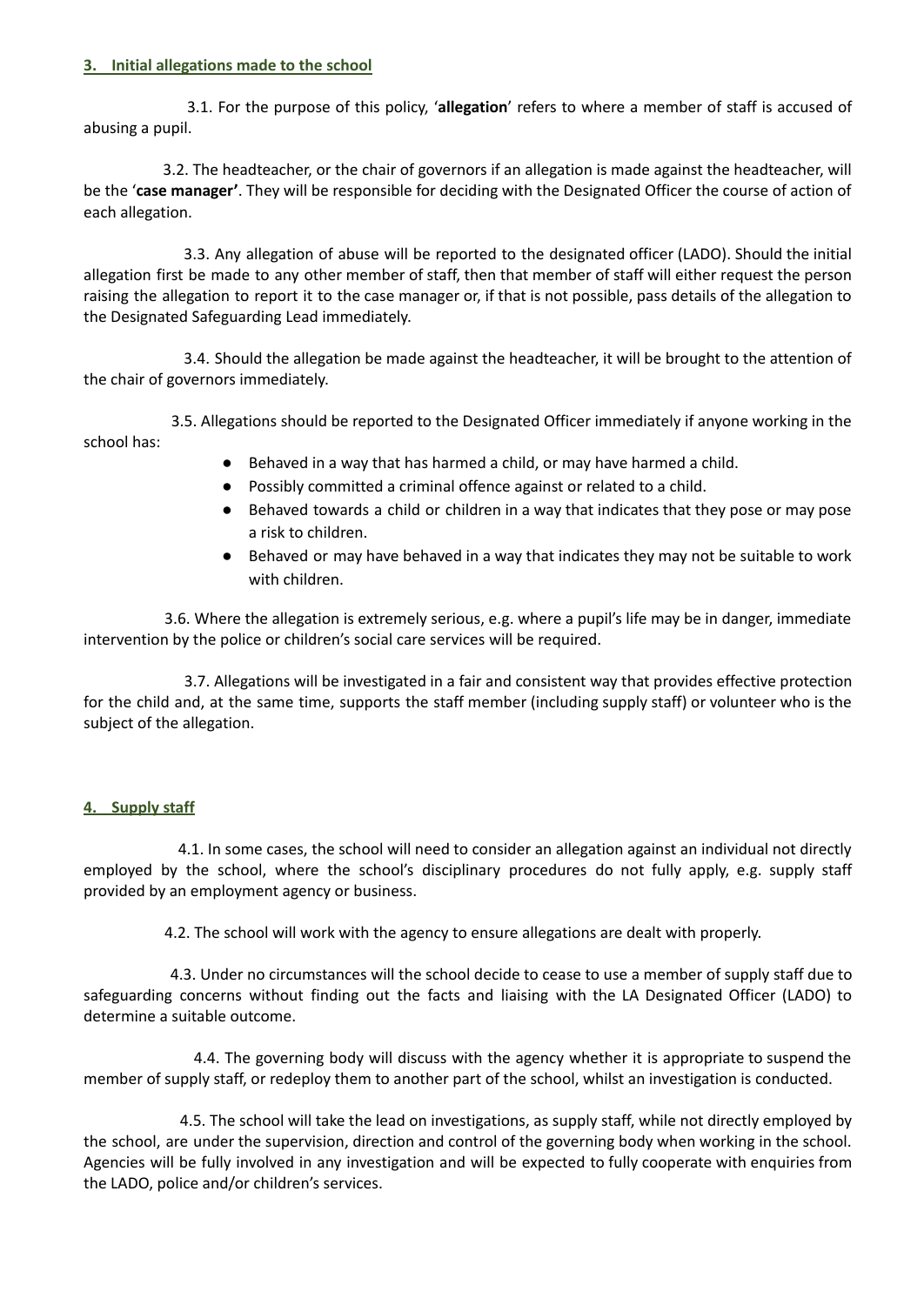## 3. Initial allegations made to the school

3.1. For the purpose of this policy, '**allegation**' refers to where a member of staff is accused of abusing a pupil.

3.2. The headteacher, or the chair of governors if an allegation is made against the headteacher, will be the '**case manager'**. They will be responsible for deciding with the Designated Officer the course of action of each allegation.

3.3. Any allegation of abuse will be reported to the designated officer (LADO). Should the initial allegation first be made to any other member of staff, then that member of staff will either request the person raising the allegation to report it to the case manager or, if that is not possible, pass details of the allegation to the Designated Safeguarding Lead immediately.

3.4. Should the allegation be made against the headteacher, it will be brought to the attention of the chair of governors immediately.

3.5. Allegations should be reported to the Designated Officer immediately if anyone working in the school has:

- Behaved in a way that has harmed a child, or may have harmed a child.
- Possibly committed a criminal offence against or related to a child.
- Behaved towards a child or children in a way that indicates that they pose or may pose a risk to children.
- Behaved or may have behaved in a way that indicates they may not be suitable to work with children.

3.6. Where the allegation is extremely serious, e.g. where a pupil's life may be in danger, immediate intervention by the police or children's social care services will be required.

3.7. Allegations will be investigated in a fair and consistent way that provides effective protection for the child and, at the same time, supports the staff member (including supply staff) or volunteer who is the subject of the allegation.

## 4. Supply staff

4.1. In some cases, the school will need to consider an allegation against an individual not directly employed by the school, where the school's disciplinary procedures do not fully apply, e.g. supply staff provided by an employment agency or business.

4.2. The school will work with the agency to ensure allegations are dealt with properly.

4.3. Under no circumstances will the school decide to cease to use a member of supply staff due to safeguarding concerns without finding out the facts and liaising with the LA Designated Officer (LADO) to determine a suitable outcome.

4.4. The governing body will discuss with the agency whether it is appropriate to suspend the member of supply staff, or redeploy them to another part of the school, whilst an investigation is conducted.

4.5. The school will take the lead on investigations, as supply staff, while not directly employed by the school, are under the supervision, direction and control of the governing body when working in the school. Agencies will be fully involved in any investigation and will be expected to fully cooperate with enquiries from the LADO, police and/or children's services.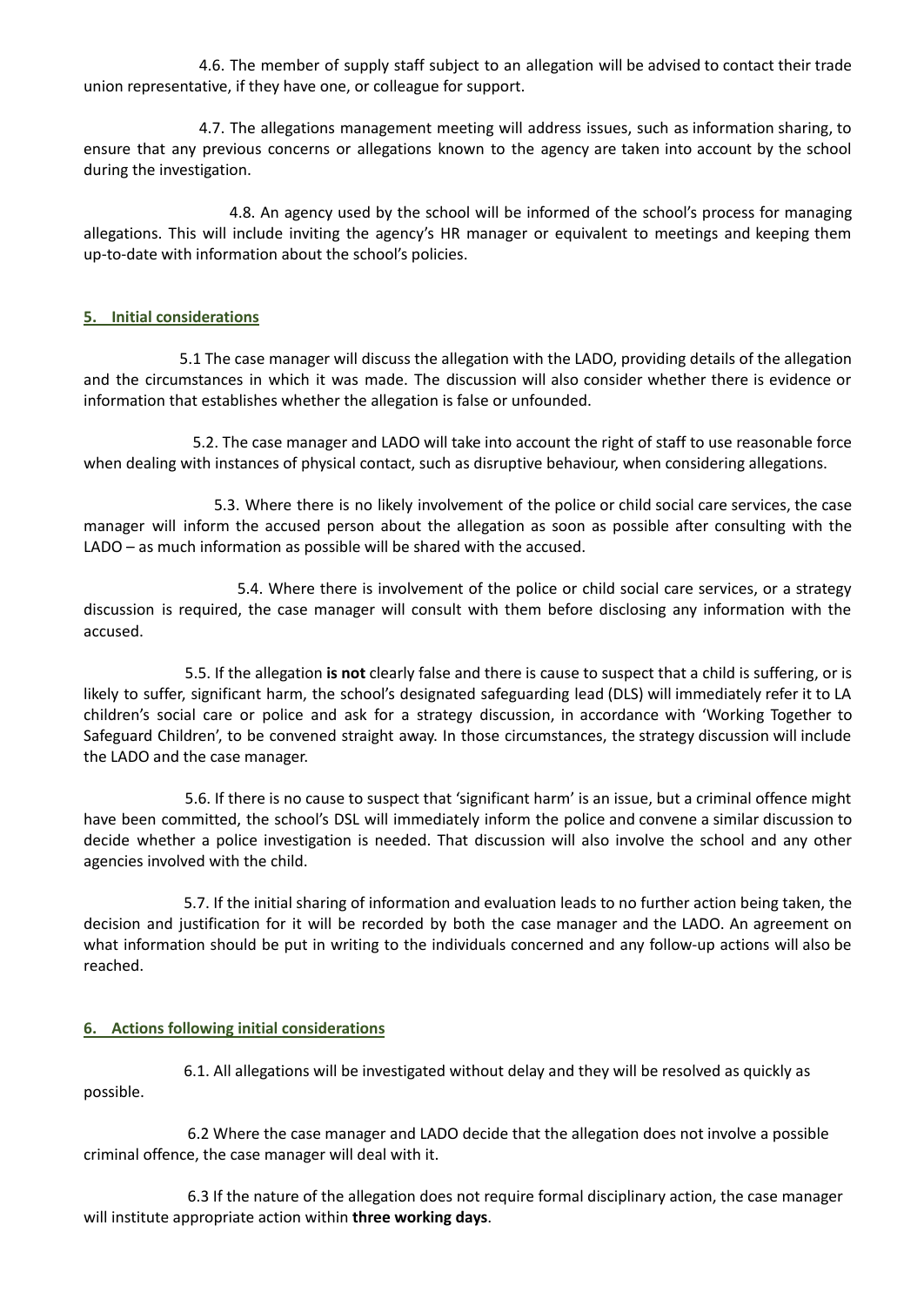4.6. The member of supply staff subject to an allegation will be advised to contact their trade union representative, if they have one, or colleague for support.

4.7. The allegations management meeting will address issues, such as information sharing, to ensure that any previous concerns or allegations known to the agency are taken into account by the school during the investigation.

4.8. An agency used by the school will be informed of the school's process for managing allegations. This will include inviting the agency's HR manager or equivalent to meetings and keeping them up-to-date with information about the school's policies.

## 5. Initial considerations

5.1 The case manager will discuss the allegation with the LADO, providing details of the allegation and the circumstances in which it was made. The discussion will also consider whether there is evidence or information that establishes whether the allegation is false or unfounded.

5.2. The case manager and LADO will take into account the right of staff to use reasonable force when dealing with instances of physical contact, such as disruptive behaviour, when considering allegations.

5.3. Where there is no likely involvement of the police or child social care services, the case manager will inform the accused person about the allegation as soon as possible after consulting with the LADO – as much information as possible will be shared with the accused.

5.4. Where there is involvement of the police or child social care services, or a strategy discussion is required, the case manager will consult with them before disclosing any information with the accused.

5.5. If the allegation **is not** clearly false and there is cause to suspect that a child is suffering, or is likely to suffer, significant harm, the school's designated safeguarding lead (DLS) will immediately refer it to LA children's social care or police and ask for a strategy discussion, in accordance with 'Working Together to Safeguard Children', to be convened straight away. In those circumstances, the strategy discussion will include the LADO and the case manager.

5.6. If there is no cause to suspect that 'significant harm' is an issue, but a criminal offence might have been committed, the school's DSL will immediately inform the police and convene a similar discussion to decide whether a police investigation is needed. That discussion will also involve the school and any other agencies involved with the child.

5.7. If the initial sharing of information and evaluation leads to no further action being taken, the decision and justification for it will be recorded by both the case manager and the LADO. An agreement on what information should be put in writing to the individuals concerned and any follow-up actions will also be reached.

## 6. Actions following initial considerations

6.1. All allegations will be investigated without delay and they will be resolved as quickly as possible.

6.2 Where the case manager and LADO decide that the allegation does not involve a possible criminal offence, the case manager will deal with it.

6.3 If the nature of the allegation does not require formal disciplinary action, the case manager will institute appropriate action within **three working days**.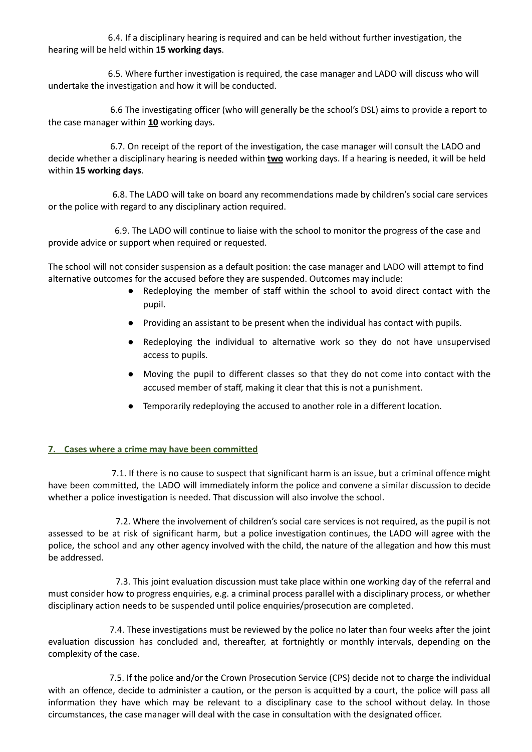6.4. If a disciplinary hearing is required and can be held without further investigation, the hearing will be held within **15 working days**.

6.5. Where further investigation is required, the case manager and LADO will discuss who will undertake the investigation and how it will be conducted.

6.6 The investigating officer (who will generally be the school's DSL) aims to provide a report to the case manager within **10** working days.

6.7. On receipt of the report of the investigation, the case manager will consult the LADO and decide whether a disciplinary hearing is needed within **two** working days. If a hearing is needed, it will be held within **15 working days**.

6.8. The LADO will take on board any recommendations made by children's social care services or the police with regard to any disciplinary action required.

6.9. The LADO will continue to liaise with the school to monitor the progress of the case and provide advice or support when required or requested.

The school will not consider suspension as a default position: the case manager and LADO will attempt to find alternative outcomes for the accused before they are suspended. Outcomes may include:

- Redeploying the member of staff within the school to avoid direct contact with the pupil.
- Providing an assistant to be present when the individual has contact with pupils.
- Redeploying the individual to alternative work so they do not have unsupervised access to pupils.
- Moving the pupil to different classes so that they do not come into contact with the accused member of staff, making it clear that this is not a punishment.
- Temporarily redeploying the accused to another role in a different location.

## 7. Cases where a crime may have been committed

7.1. If there is no cause to suspect that significant harm is an issue, but a criminal offence might have been committed, the LADO will immediately inform the police and convene a similar discussion to decide whether a police investigation is needed. That discussion will also involve the school.

7.2. Where the involvement of children's social care services is not required, as the pupil is not assessed to be at risk of significant harm, but a police investigation continues, the LADO will agree with the police, the school and any other agency involved with the child, the nature of the allegation and how this must be addressed.

7.3. This joint evaluation discussion must take place within one working day of the referral and must consider how to progress enquiries, e.g. a criminal process parallel with a disciplinary process, or whether disciplinary action needs to be suspended until police enquiries/prosecution are completed.

7.4. These investigations must be reviewed by the police no later than four weeks after the joint evaluation discussion has concluded and, thereafter, at fortnightly or monthly intervals, depending on the complexity of the case.

7.5. If the police and/or the Crown Prosecution Service (CPS) decide not to charge the individual with an offence, decide to administer a caution, or the person is acquitted by a court, the police will pass all information they have which may be relevant to a disciplinary case to the school without delay. In those circumstances, the case manager will deal with the case in consultation with the designated officer.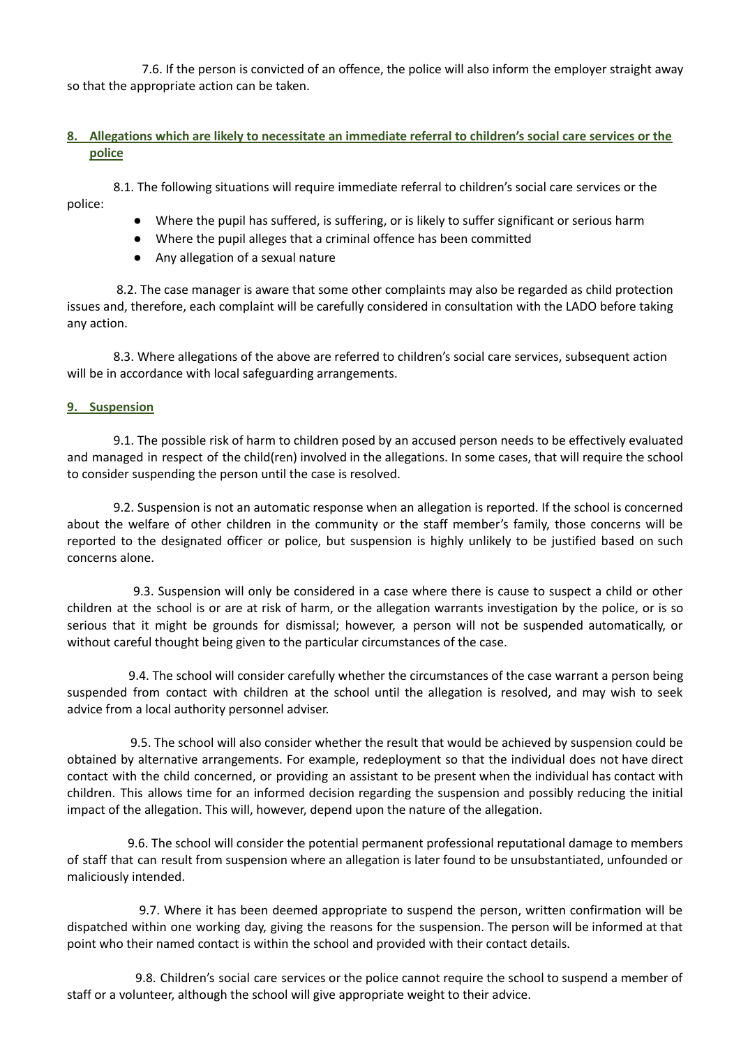7.6. If the person is convicted of an offence, the police will also inform the employer straight away so that the appropriate action can be taken.

## 8. Allegations which are likely to necessitate an immediate referral to children's social care services or the police

8.1. The following situations will require immediate referral to children's social care services or the police:

- Where the pupil has suffered, is suffering, or is likely to suffer significant or serious harm
- Where the pupil alleges that a criminal offence has been committed
- Any allegation of a sexual nature

8.2. The case manager is aware that some other complaints may also be regarded as child protection issues and, therefore, each complaint will be carefully considered in consultation with the LADO before taking any action.

8.3. Where allegations of the above are referred to children's social care services, subsequent action will be in accordance with local safeguarding arrangements.

## 9. Suspension

9.1. The possible risk of harm to children posed by an accused person needs to be effectively evaluated and managed in respect of the child(ren) involved in the allegations. In some cases, that will require the school to consider suspending the person until the case is resolved.

9.2. Suspension is not an automatic response when an allegation is reported. If the school is concerned about the welfare of other children in the community or the staff member's family, those concerns will be reported to the designated officer or police, but suspension is highly unlikely to be justified based on such concerns alone.

9.3. Suspension will only be considered in a case where there is cause to suspect a child or other children at the school is or are at risk of harm, or the allegation warrants investigation by the police, or is so serious that it might be grounds for dismissal; however, a person will not be suspended automatically, or without careful thought being given to the particular circumstances of the case.

9.4. The school will consider carefully whether the circumstances of the case warrant a person being suspended from contact with children at the school until the allegation is resolved, and may wish to seek advice from a local authority personnel adviser.

9.5. The school will also consider whether the result that would be achieved by suspension could be obtained by alternative arrangements. For example, redeployment so that the individual does not have direct contact with the child concerned, or providing an assistant to be present when the individual has contact with children. This allows time for an informed decision regarding the suspension and possibly reducing the initial impact of the allegation. This will, however, depend upon the nature of the allegation.

9.6. The school will consider the potential permanent professional reputational damage to members of staff that can result from suspension where an allegation is later found to be unsubstantiated, unfounded or maliciously intended.

9.7. Where it has been deemed appropriate to suspend the person, written confirmation will be dispatched within one working day, giving the reasons for the suspension. The person will be informed at that point who their named contact is within the school and provided with their contact details.

9.8. Children's social care services or the police cannot require the school to suspend a member of staff or a volunteer, although the school will give appropriate weight to their advice.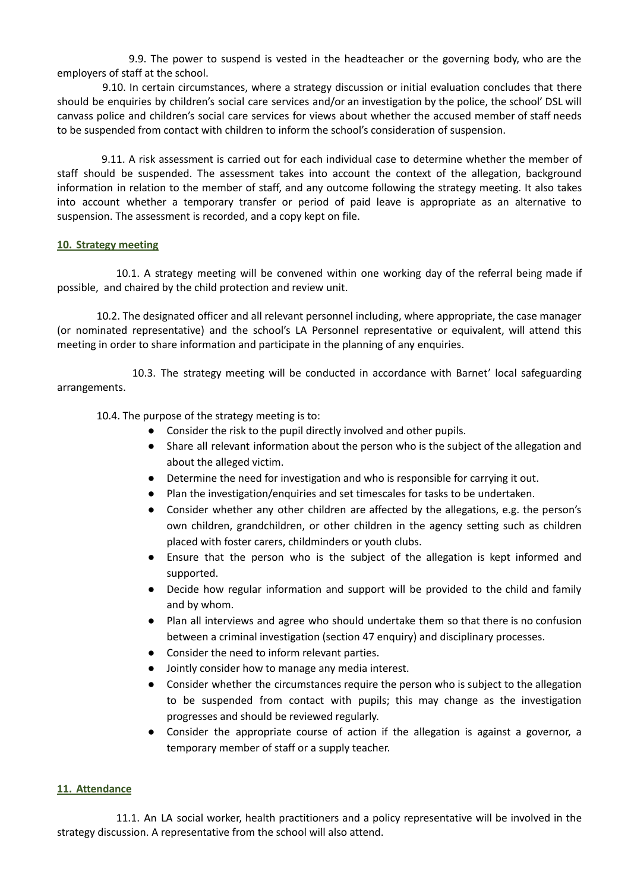9.9. The power to suspend is vested in the headteacher or the governing body, who are the employers of staff at the school.

9.10. In certain circumstances, where a strategy discussion or initial evaluation concludes that there should be enquiries by children's social care services and/or an investigation by the police, the school' DSL will canvass police and children's social care services for views about whether the accused member of staff needs to be suspended from contact with children to inform the school's consideration of suspension.

9.11. A risk assessment is carried out for each individual case to determine whether the member of staff should be suspended. The assessment takes into account the context of the allegation, background information in relation to the member of staff, and any outcome following the strategy meeting. It also takes into account whether a temporary transfer or period of paid leave is appropriate as an alternative to suspension. The assessment is recorded, and a copy kept on file.

## 10. Strategy meeting

10.1. A strategy meeting will be convened within one working day of the referral being made if possible, and chaired by the child protection and review unit.

10.2. The designated officer and all relevant personnel including, where appropriate, the case manager (or nominated representative) and the school's LA Personnel representative or equivalent, will attend this meeting in order to share information and participate in the planning of any enquiries.

10.3. The strategy meeting will be conducted in accordance with Barnet' local safeguarding arrangements.

10.4. The purpose of the strategy meeting is to:

- Consider the risk to the pupil directly involved and other pupils.
- Share all relevant information about the person who is the subject of the allegation and about the alleged victim.
- Determine the need for investigation and who is responsible for carrying it out.
- Plan the investigation/enquiries and set timescales for tasks to be undertaken.
- Consider whether any other children are affected by the allegations, e.g. the person's own children, grandchildren, or other children in the agency setting such as children placed with foster carers, childminders or youth clubs.
- Ensure that the person who is the subject of the allegation is kept informed and supported.
- Decide how regular information and support will be provided to the child and family and by whom.
- Plan all interviews and agree who should undertake them so that there is no confusion between a criminal investigation (section 47 enquiry) and disciplinary processes.
- Consider the need to inform relevant parties.
- Jointly consider how to manage any media interest.
- Consider whether the circumstances require the person who is subject to the allegation to be suspended from contact with pupils; this may change as the investigation progresses and should be reviewed regularly.
- Consider the appropriate course of action if the allegation is against a governor, a temporary member of staff or a supply teacher.

## 11. Attendance

11.1. An LA social worker, health practitioners and a policy representative will be involved in the strategy discussion. A representative from the school will also attend.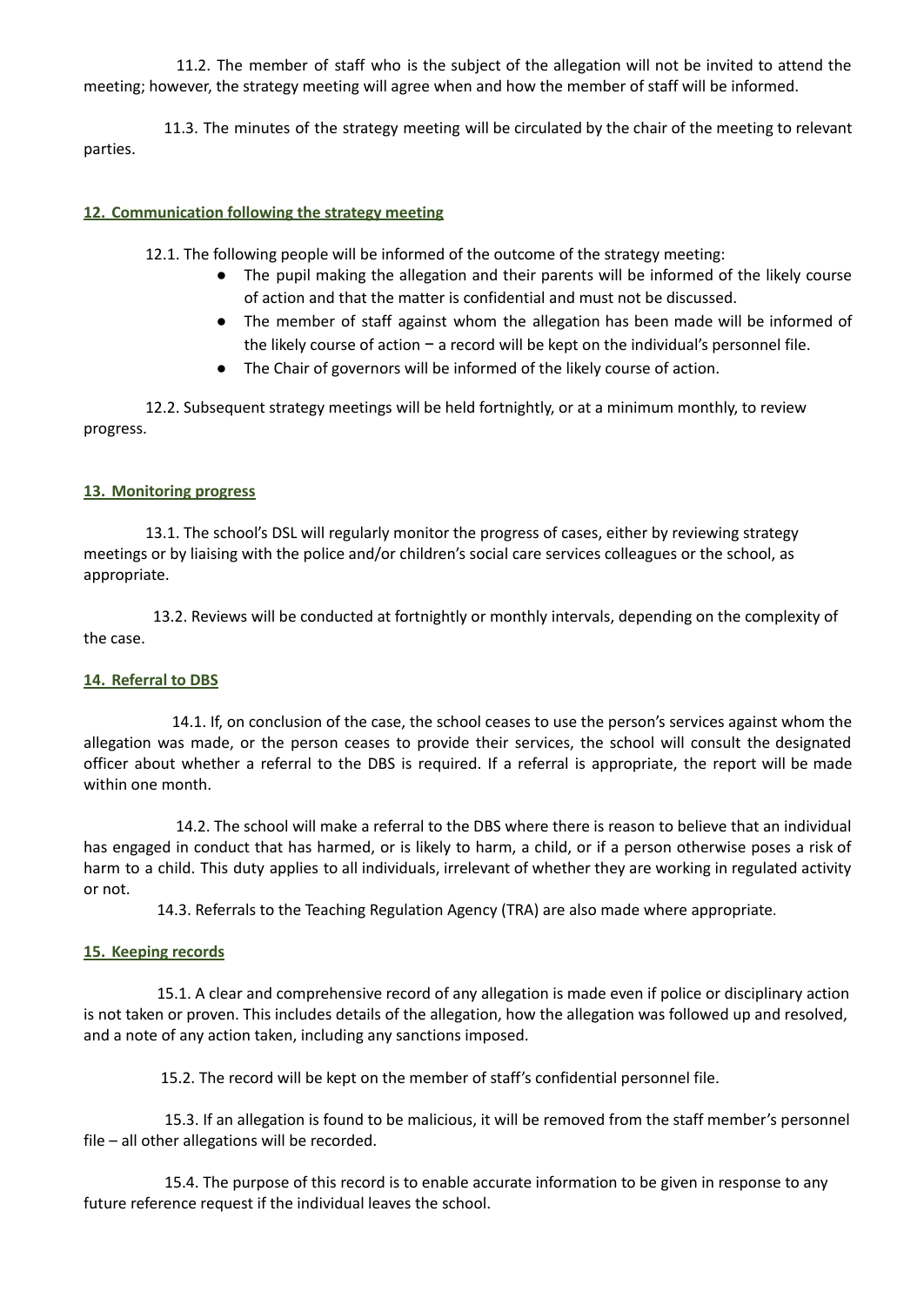11.2. The member of staff who is the subject of the allegation will not be invited to attend the meeting; however, the strategy meeting will agree when and how the member of staff will be informed.

11.3. The minutes of the strategy meeting will be circulated by the chair of the meeting to relevant parties.

## 12. Communication following the strategy meeting

12.1. The following people will be informed of the outcome of the strategy meeting:

- The pupil making the allegation and their parents will be informed of the likely course of action and that the matter is confidential and must not be discussed.
- The member of staff against whom the allegation has been made will be informed of the likely course of action − a record will be kept on the individual's personnel file.
- The Chair of governors will be informed of the likely course of action.

12.2. Subsequent strategy meetings will be held fortnightly, or at a minimum monthly, to review progress.

## 13. Monitoring progress

13.1. The school's DSL will regularly monitor the progress of cases, either by reviewing strategy meetings or by liaising with the police and/or children's social care services colleagues or the school, as appropriate.

13.2. Reviews will be conducted at fortnightly or monthly intervals, depending on the complexity of the case.

## 14. Referral to DBS

14.1. If, on conclusion of the case, the school ceases to use the person's services against whom the allegation was made, or the person ceases to provide their services, the school will consult the designated officer about whether a referral to the DBS is required. If a referral is appropriate, the report will be made within one month.

14.2. The school will make a referral to the DBS where there is reason to believe that an individual has engaged in conduct that has harmed, or is likely to harm, a child, or if a person otherwise poses a risk of harm to a child. This duty applies to all individuals, irrelevant of whether they are working in regulated activity or not.

14.3. Referrals to the Teaching Regulation Agency (TRA) are also made where appropriate.

## 15. Keeping records

15.1. A clear and comprehensive record of any allegation is made even if police or disciplinary action is not taken or proven. This includes details of the allegation, how the allegation was followed up and resolved, and a note of any action taken, including any sanctions imposed.

15.2. The record will be kept on the member of staff's confidential personnel file.

15.3. If an allegation is found to be malicious, it will be removed from the staff member's personnel file – all other allegations will be recorded.

15.4. The purpose of this record is to enable accurate information to be given in response to any future reference request if the individual leaves the school.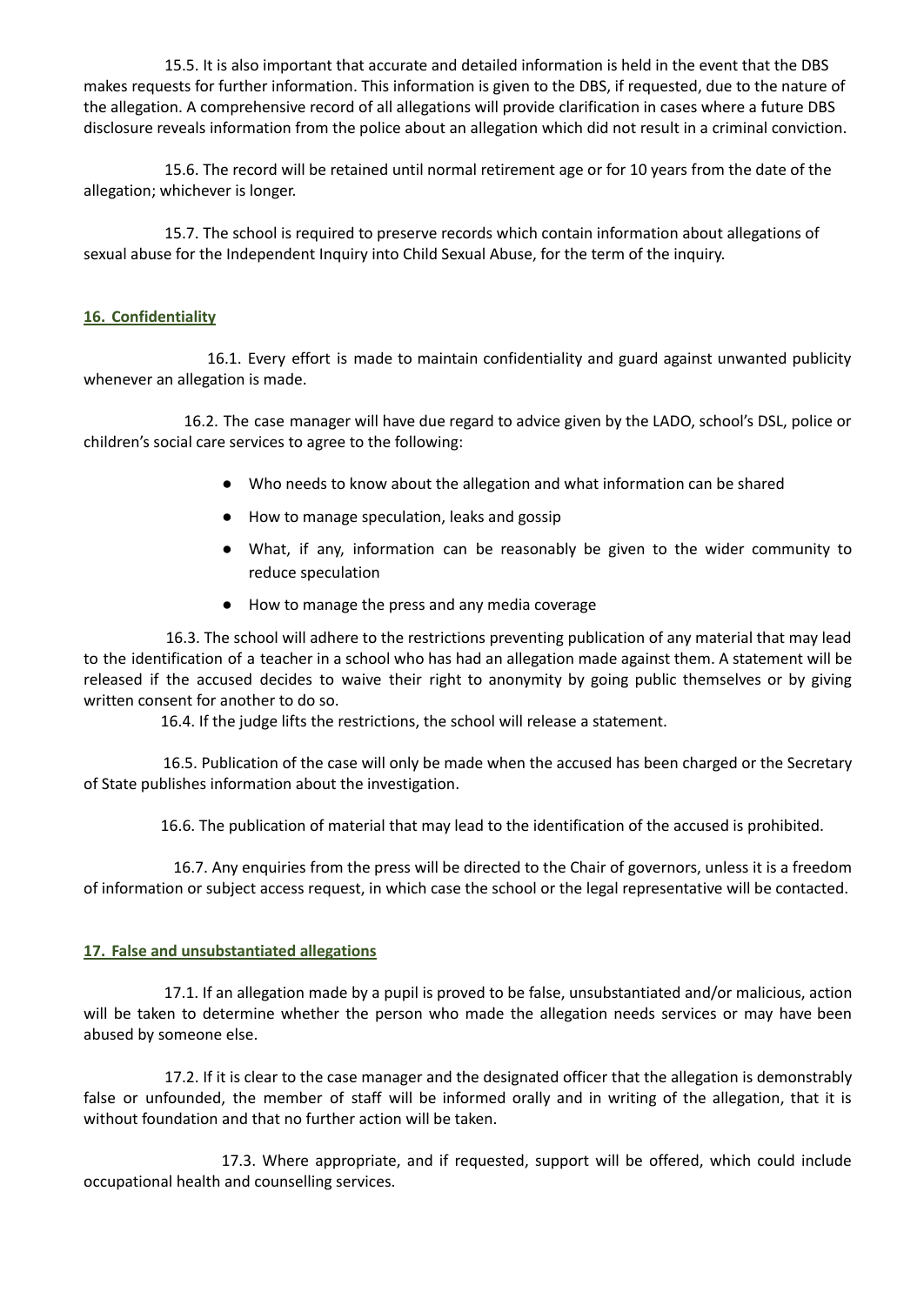15.5. It is also important that accurate and detailed information is held in the event that the DBS makes requests for further information. This information is given to the DBS, if requested, due to the nature of the allegation. A comprehensive record of all allegations will provide clarification in cases where a future DBS disclosure reveals information from the police about an allegation which did not result in a criminal conviction.

15.6. The record will be retained until normal retirement age or for 10 years from the date of the allegation; whichever is longer.

15.7. The school is required to preserve records which contain information about allegations of sexual abuse for the Independent Inquiry into Child Sexual Abuse, for the term of the inquiry.

## 16. Confidentiality

16.1. Every effort is made to maintain confidentiality and guard against unwanted publicity whenever an allegation is made.

16.2. The case manager will have due regard to advice given by the LADO, school's DSL, police or children's social care services to agree to the following:

- Who needs to know about the allegation and what information can be shared
- How to manage speculation, leaks and gossip
- What, if any, information can be reasonably be given to the wider community to reduce speculation
- How to manage the press and any media coverage

16.3. The school will adhere to the restrictions preventing publication of any material that may lead to the identification of a teacher in a school who has had an allegation made against them. A statement will be released if the accused decides to waive their right to anonymity by going public themselves or by giving written consent for another to do so.

16.4. If the judge lifts the restrictions, the school will release a statement.

16.5. Publication of the case will only be made when the accused has been charged or the Secretary of State publishes information about the investigation.

16.6. The publication of material that may lead to the identification of the accused is prohibited.

16.7. Any enquiries from the press will be directed to the Chair of governors, unless it is a freedom of information or subject access request, in which case the school or the legal representative will be contacted.

## 17. False and unsubstantiated allegations

17.1. If an allegation made by a pupil is proved to be false, unsubstantiated and/or malicious, action will be taken to determine whether the person who made the allegation needs services or may have been abused by someone else.

17.2. If it is clear to the case manager and the designated officer that the allegation is demonstrably false or unfounded, the member of staff will be informed orally and in writing of the allegation, that it is without foundation and that no further action will be taken.

17.3. Where appropriate, and if requested, support will be offered, which could include occupational health and counselling services.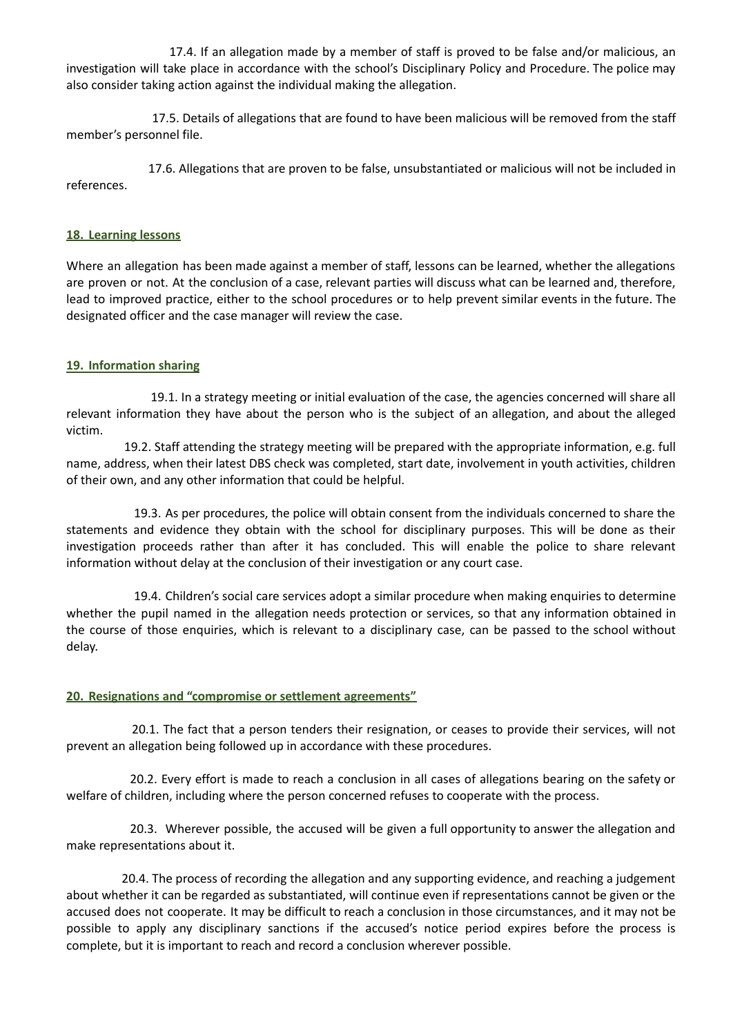17.4. If an allegation made by a member of staff is proved to be false and/or malicious, an investigation will take place in accordance with the school's Disciplinary Policy and Procedure. The police may also consider taking action against the individual making the allegation.

17.5. Details of allegations that are found to have been malicious will be removed from the staff member's personnel file.

17.6. Allegations that are proven to be false, unsubstantiated or malicious will not be included in references.

## 18. Learning lessons

Where an allegation has been made against a member of staff, lessons can be learned, whether the allegations are proven or not. At the conclusion of a case, relevant parties will discuss what can be learned and, therefore, lead to improved practice, either to the school procedures or to help prevent similar events in the future. The designated officer and the case manager will review the case.

## 19. Information sharing

19.1. In a strategy meeting or initial evaluation of the case, the agencies concerned will share all relevant information they have about the person who is the subject of an allegation, and about the alleged victim.

19.2. Staff attending the strategy meeting will be prepared with the appropriate information, e.g. full name, address, when their latest DBS check was completed, start date, involvement in youth activities, children of their own, and any other information that could be helpful.

19.3. As per procedures, the police will obtain consent from the individuals concerned to share the statements and evidence they obtain with the school for disciplinary purposes. This will be done as their investigation proceeds rather than after it has concluded. This will enable the police to share relevant information without delay at the conclusion of their investigation or any court case.

19.4. Children's social care services adopt a similar procedure when making enquiries to determine whether the pupil named in the allegation needs protection or services, so that any information obtained in the course of those enquiries, which is relevant to a disciplinary case, can be passed to the school without delay.

## 20. Resignations and "compromise or settlement agreements"

20.1. The fact that a person tenders their resignation, or ceases to provide their services, will not prevent an allegation being followed up in accordance with these procedures.

20.2. Every effort is made to reach a conclusion in all cases of allegations bearing on the safety or welfare of children, including where the person concerned refuses to cooperate with the process.

20.3. Wherever possible, the accused will be given a full opportunity to answer the allegation and make representations about it.

20.4. The process of recording the allegation and any supporting evidence, and reaching a judgement about whether it can be regarded as substantiated, will continue even if representations cannot be given or the accused does not cooperate. It may be difficult to reach a conclusion in those circumstances, and it may not be possible to apply any disciplinary sanctions if the accused's notice period expires before the process is complete, but it is important to reach and record a conclusion wherever possible.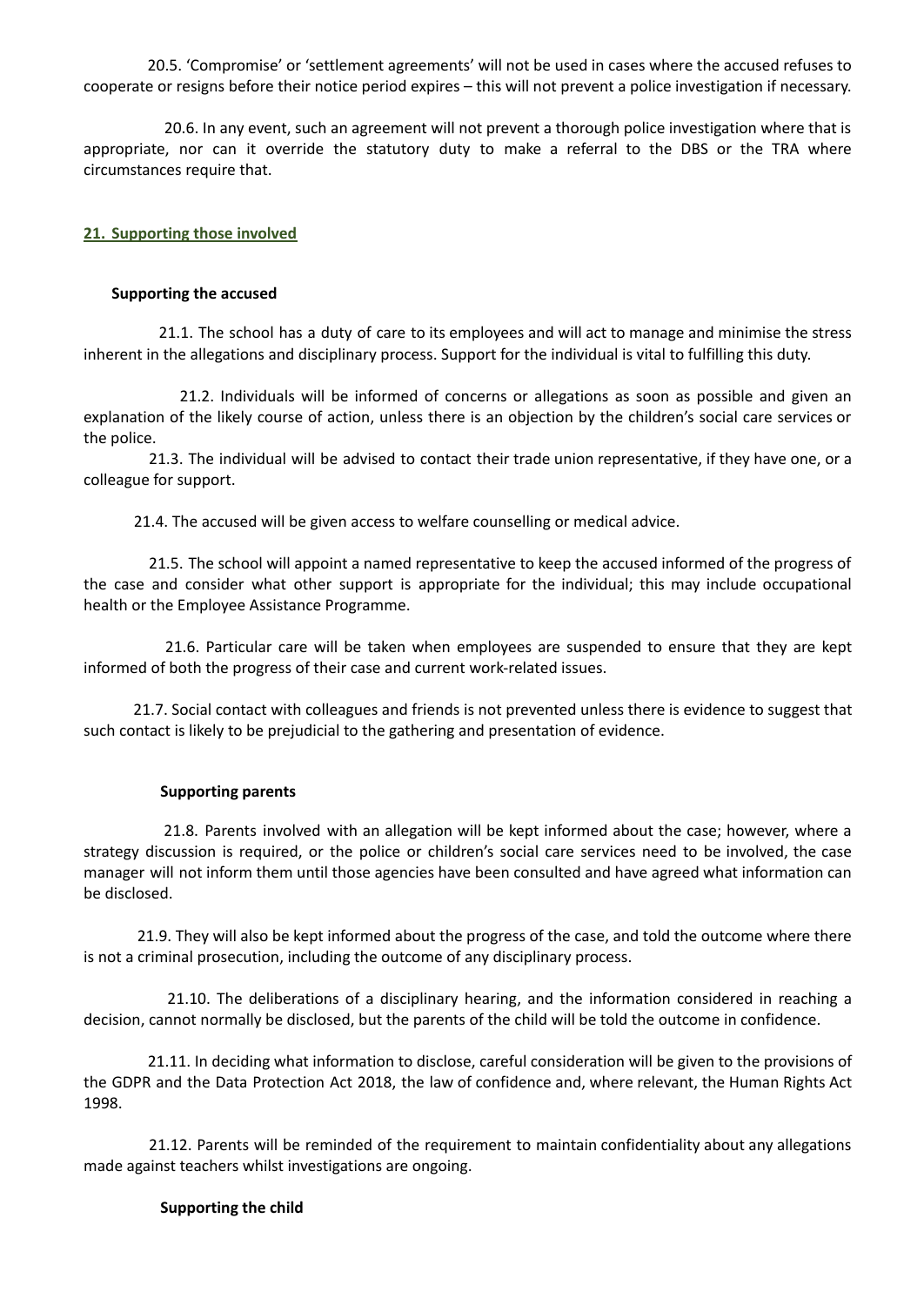20.5. 'Compromise' or 'settlement agreements' will not be used in cases where the accused refuses to cooperate or resigns before their notice period expires – this will not prevent a police investigation if necessary.

20.6. In any event, such an agreement will not prevent a thorough police investigation where that is appropriate, nor can it override the statutory duty to make a referral to the DBS or the TRA where circumstances require that.

## 21. Supporting those involved

**Supporting the accused**

21.1. The school has a duty of care to its employees and will act to manage and minimise the stress inherent in the allegations and disciplinary process. Support for the individual is vital to fulfilling this duty.

21.2. Individuals will be informed of concerns or allegations as soon as possible and given an explanation of the likely course of action, unless there is an objection by the children's social care services or the police.

21.3. The individual will be advised to contact their trade union representative, if they have one, or a colleague for support.

21.4. The accused will be given access to welfare counselling or medical advice.

21.5. The school will appoint a named representative to keep the accused informed of the progress of the case and consider what other support is appropriate for the individual; this may include occupational health or the Employee Assistance Programme.

21.6. Particular care will be taken when employees are suspended to ensure that they are kept informed of both the progress of their case and current work-related issues.

21.7. Social contact with colleagues and friends is not prevented unless there is evidence to suggest that such contact is likely to be prejudicial to the gathering and presentation of evidence.

**Supporting parents**

21.8. Parents involved with an allegation will be kept informed about the case; however, where a strategy discussion is required, or the police or children's social care services need to be involved, the case manager will not inform them until those agencies have been consulted and have agreed what information can be disclosed.

21.9. They will also be kept informed about the progress of the case, and told the outcome where there is not a criminal prosecution, including the outcome of any disciplinary process.

21.10. The deliberations of a disciplinary hearing, and the information considered in reaching a decision, cannot normally be disclosed, but the parents of the child will be told the outcome in confidence.

21.11. In deciding what information to disclose, careful consideration will be given to the provisions of the GDPR and the Data Protection Act 2018, the law of confidence and, where relevant, the Human Rights Act 1998.

21.12. Parents will be reminded of the requirement to maintain confidentiality about any allegations made against teachers whilst investigations are ongoing.

**Supporting the child**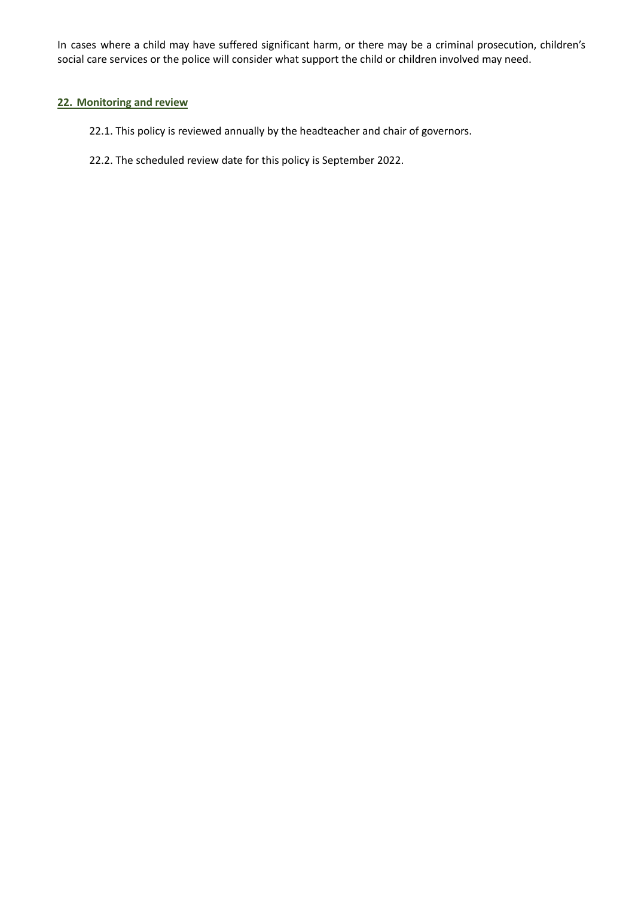In cases where a child may have suffered significant harm, or there may be a criminal prosecution, children's social care services or the police will consider what support the child or children involved may need.

## 22. Monitoring and review

22.1. This policy is reviewed annually by the headteacher and chair of governors.

22.2. The scheduled review date for this policy is September 2022.